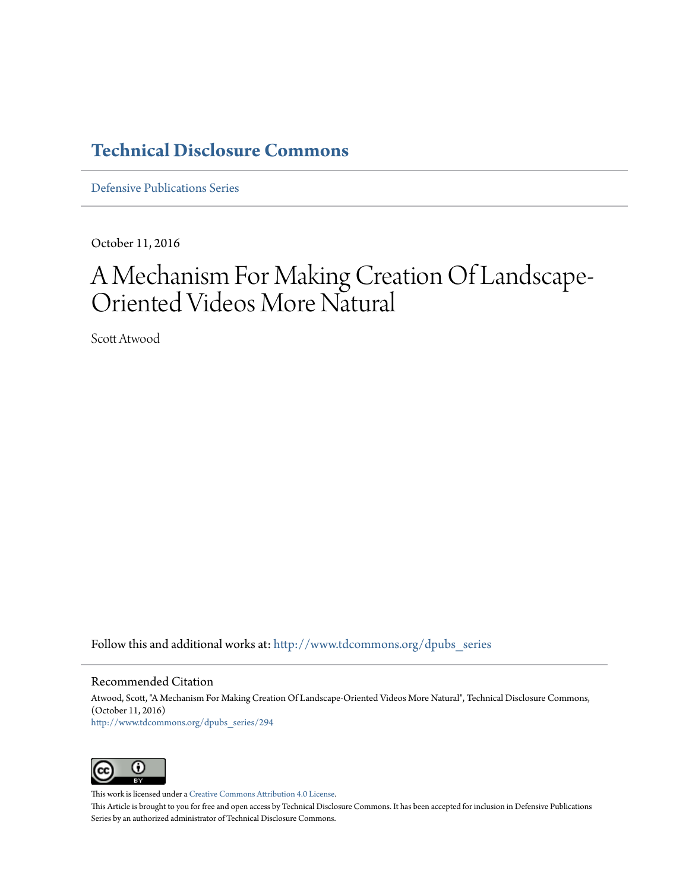# Technical Disclosure Commons

Defensive Publications Series

October 11, 2016

# A Mechanism For Making Creation Of Landscape-Oriented Videos More Natural

Scott Atwood

Follow this and additional works at: http://www.tdcommons.org/dpubs_series

## Recommended Citation

Atwood, Scott, "A Mechanism For Making Creation Of Landscape-Oriented Videos More Natural", Technical Disclosure Commons, (October 11, 2016)
http://www.tdcommons.org/dpubs_series/294

This work is licensed under a Creative Commons Attribution 4.0 License.

This Article is brought to you for free and open access by Technical Disclosure Commons. It has been accepted for inclusion in Defensive Publications Series by an authorized administrator of Technical Disclosure Commons.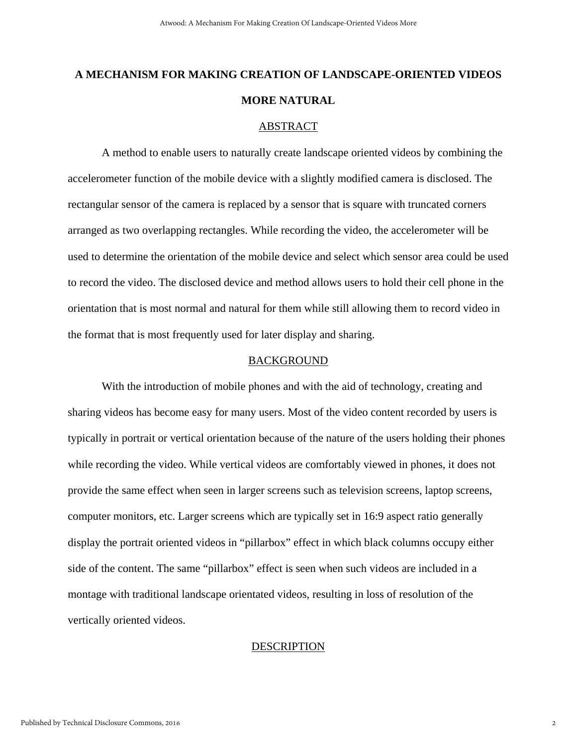# A MECHANISM FOR MAKING CREATION OF LANDSCAPE-ORIENTED VIDEOS MORE NATURAL

## ABSTRACT

A method to enable users to naturally create landscape oriented videos by combining the accelerometer function of the mobile device with a slightly modified camera is disclosed. The rectangular sensor of the camera is replaced by a sensor that is square with truncated corners arranged as two overlapping rectangles. While recording the video, the accelerometer will be used to determine the orientation of the mobile device and select which sensor area could be used to record the video. The disclosed device and method allows users to hold their cell phone in the orientation that is most normal and natural for them while still allowing them to record video in the format that is most frequently used for later display and sharing.

## BACKGROUND

With the introduction of mobile phones and with the aid of technology, creating and sharing videos has become easy for many users. Most of the video content recorded by users is typically in portrait or vertical orientation because of the nature of the users holding their phones while recording the video. While vertical videos are comfortably viewed in phones, it does not provide the same effect when seen in larger screens such as television screens, laptop screens, computer monitors, etc. Larger screens which are typically set in 16:9 aspect ratio generally display the portrait oriented videos in “pillarbox” effect in which black columns occupy either side of the content. The same “pillarbox” effect is seen when such videos are included in a montage with traditional landscape orientated videos, resulting in loss of resolution of the vertically oriented videos.

## DESCRIPTION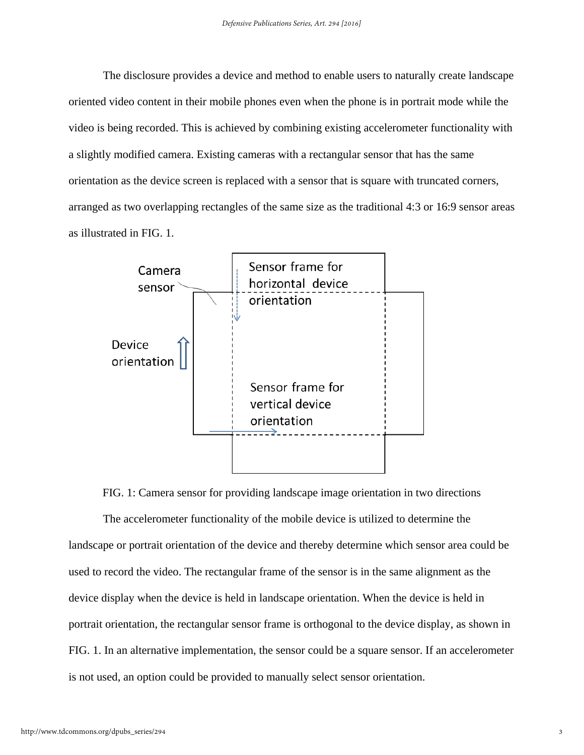The disclosure provides a device and method to enable users to naturally create landscape oriented video content in their mobile phones even when the phone is in portrait mode while the video is being recorded. This is achieved by combining existing accelerometer functionality with a slightly modified camera. Existing cameras with a rectangular sensor that has the same orientation as the device screen is replaced with a sensor that is square with truncated corners, arranged as two overlapping rectangles of the same size as the traditional 4:3 or 16:9 sensor areas as illustrated in FIG. 1.

FIG. 1: Camera sensor for providing landscape image orientation in two directions

The accelerometer functionality of the mobile device is utilized to determine the landscape or portrait orientation of the device and thereby determine which sensor area could be used to record the video. The rectangular frame of the sensor is in the same alignment as the device display when the device is held in landscape orientation. When the device is held in portrait orientation, the rectangular sensor frame is orthogonal to the device display, as shown in FIG. 1. In an alternative implementation, the sensor could be a square sensor. If an accelerometer is not used, an option could be provided to manually select sensor orientation.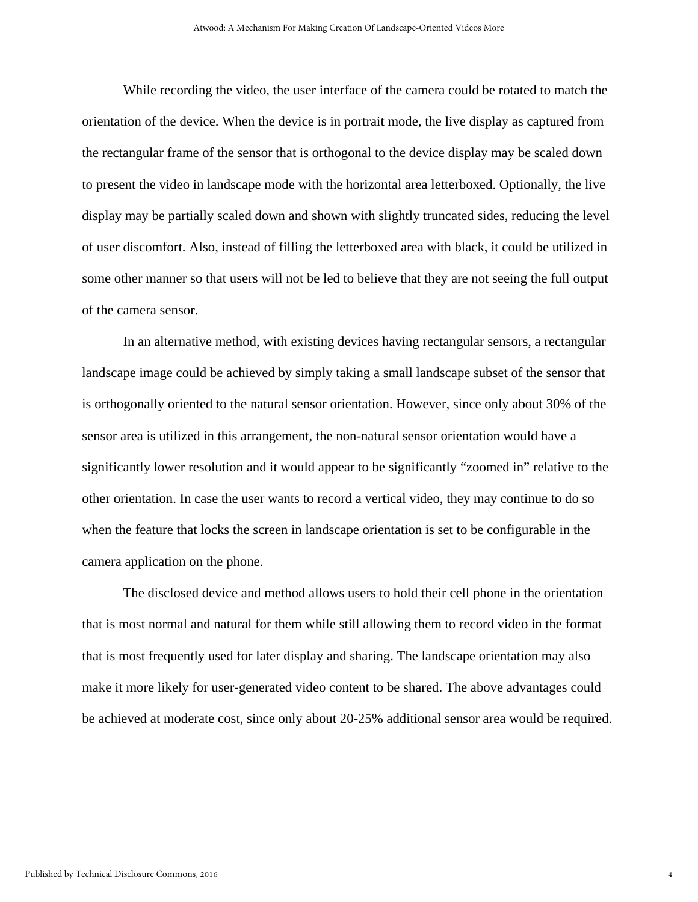While recording the video, the user interface of the camera could be rotated to match the orientation of the device. When the device is in portrait mode, the live display as captured from the rectangular frame of the sensor that is orthogonal to the device display may be scaled down to present the video in landscape mode with the horizontal area letterboxed. Optionally, the live display may be partially scaled down and shown with slightly truncated sides, reducing the level of user discomfort. Also, instead of filling the letterboxed area with black, it could be utilized in some other manner so that users will not be led to believe that they are not seeing the full output of the camera sensor.

In an alternative method, with existing devices having rectangular sensors, a rectangular landscape image could be achieved by simply taking a small landscape subset of the sensor that is orthogonally oriented to the natural sensor orientation. However, since only about 30% of the sensor area is utilized in this arrangement, the non-natural sensor orientation would have a significantly lower resolution and it would appear to be significantly “zoomed in” relative to the other orientation. In case the user wants to record a vertical video, they may continue to do so when the feature that locks the screen in landscape orientation is set to be configurable in the camera application on the phone.

The disclosed device and method allows users to hold their cell phone in the orientation that is most normal and natural for them while still allowing them to record video in the format that is most frequently used for later display and sharing. The landscape orientation may also make it more likely for user-generated video content to be shared. The above advantages could be achieved at moderate cost, since only about 20-25% additional sensor area would be required.